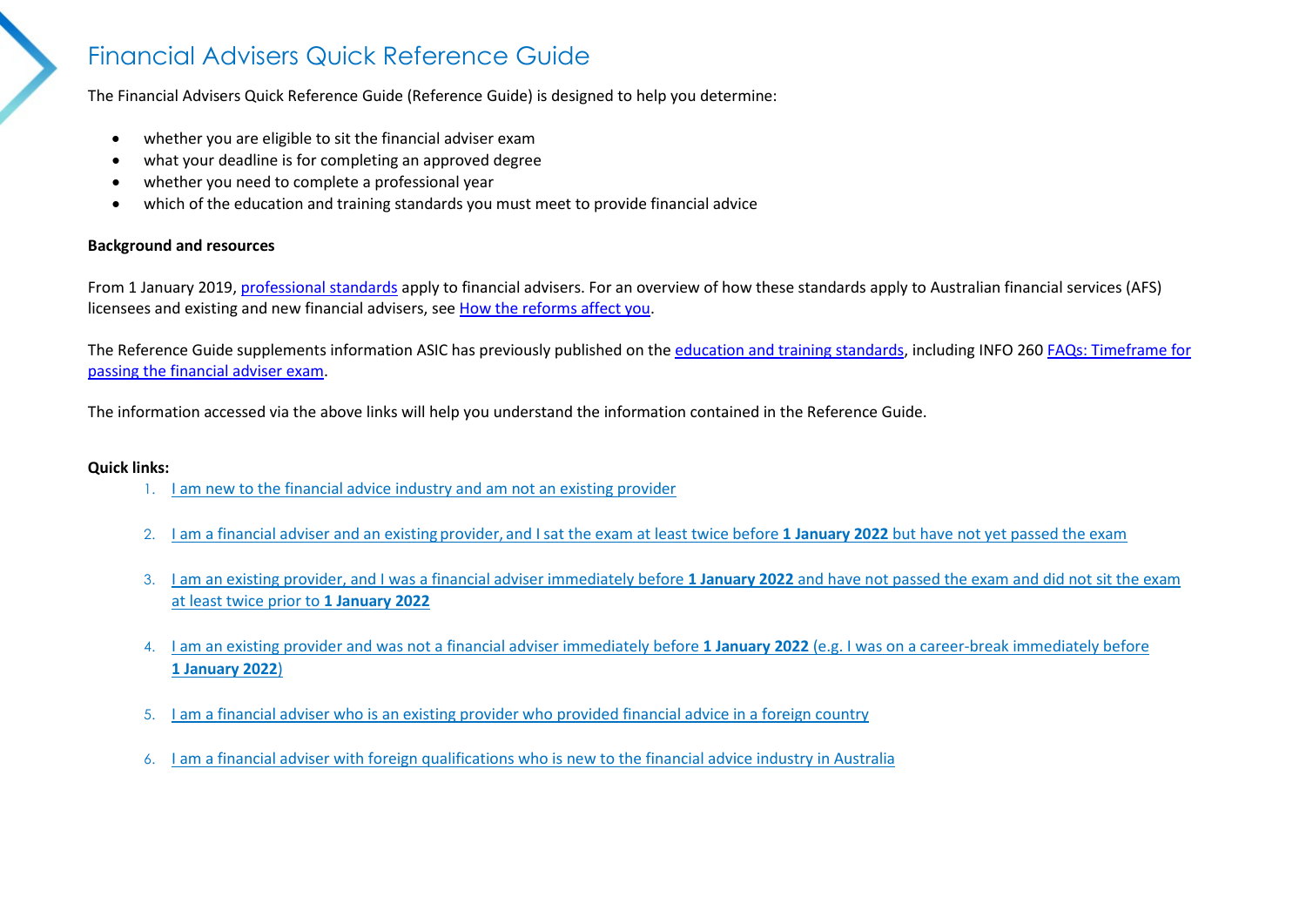# Financial Advisers Quick Reference Guide

The Financial Advisers Quick Reference Guide (Reference Guide) is designed to help you determine:

- whether you are eligible to sit the financial adviser exam
- what your deadline is for completing an approved degree
- whether you need to complete a professional year
- which of the education and training standards you must meet to provide financial advice

**Background and resources**

From 1 January 2019, professional standards apply to financial advisers. For an overview of how these standards apply to Australian financial services (AFS) licensees and existing and new financial advisers, see How the reforms affect you.

The Reference Guide supplements information ASIC has previously published on the education and training standards, including INFO 260 FAQs: Timeframe for passing the financial adviser exam.

The information accessed via the above links will help you understand the information contained in the Reference Guide.

**Quick links:**

1. I am new to the financial advice industry and am not an existing provider
2. I am a financial adviser and an existing provider, and I sat the exam at least twice before **1 January 2022** but have not yet passed the exam
3. I am an existing provider, and I was a financial adviser immediately before **1 January 2022** and have not passed the exam and did not sit the exam at least twice prior to **1 January 2022**
4. I am an existing provider and was not a financial adviser immediately before **1 January 2022** (e.g. I was on a career-break immediately before **1 January 2022**)
5. I am a financial adviser who is an existing provider who provided financial advice in a foreign country
6. I am a financial adviser with foreign qualifications who is new to the financial advice industry in Australia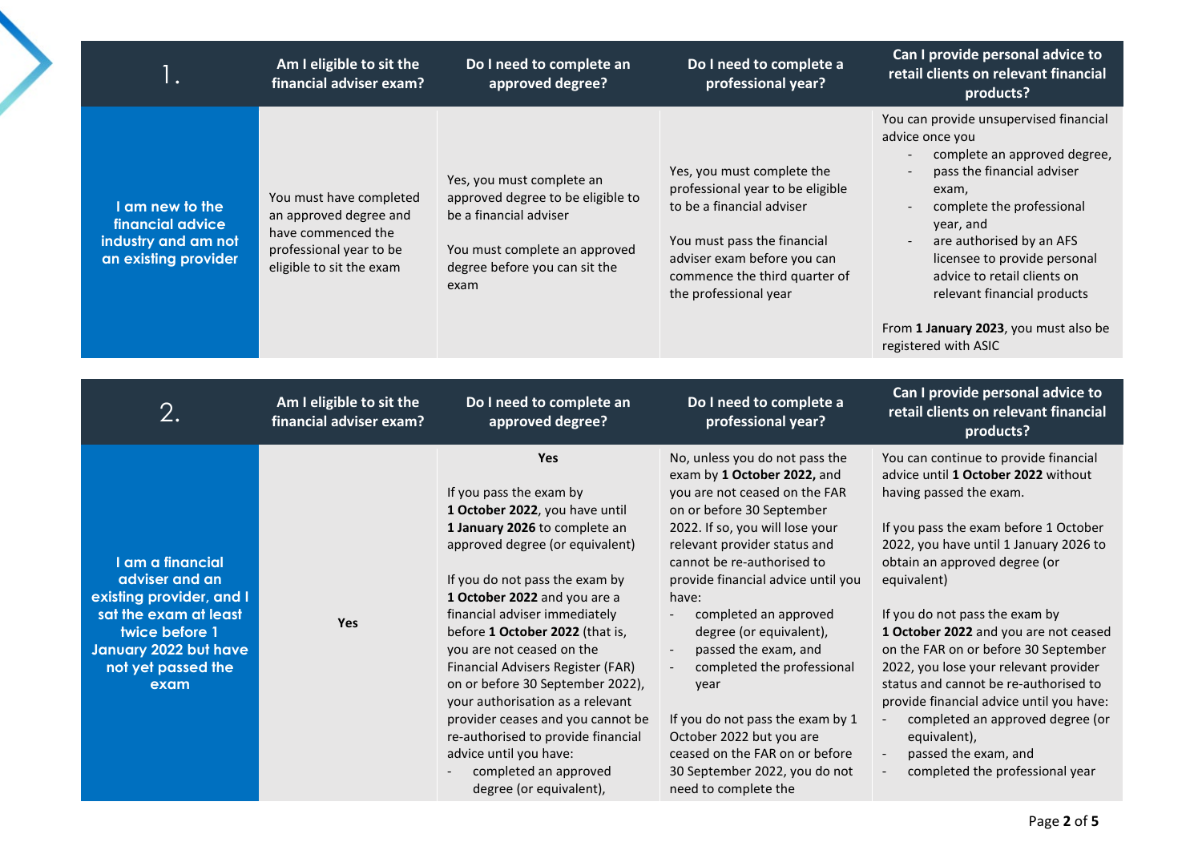| 1. | Am I eligible to sit the financial adviser exam? | Do I need to complete an approved degree? | Do I need to complete a professional year? | Can I provide personal advice to retail clients on relevant financial products? |
|---|---|---|---|---|
| **I am new to the financial advice industry and am not an existing provider** | You must have completed an approved degree and have commenced the professional year to be eligible to sit the exam | Yes, you must complete an approved degree to be eligible to be a financial adviser<br><br>You must complete an approved degree before you can sit the exam | Yes, you must complete the professional year to be eligible to be a financial adviser<br><br>You must pass the financial adviser exam before you can commence the third quarter of the professional year | You can provide unsupervised financial advice once you<br>- complete an approved degree,<br>- pass the financial adviser exam,<br>- complete the professional year, and<br>- are authorised by an AFS licensee to provide personal advice to retail clients on relevant financial products<br><br>From **1 January 2023**, you must also be registered with ASIC |

| 2. | Am I eligible to sit the financial adviser exam? | Do I need to complete an approved degree? | Do I need to complete a professional year? | Can I provide personal advice to retail clients on relevant financial products? |
|---|---|---|---|---|
| **I am a financial adviser and an existing provider, and I sat the exam at least twice before 1 January 2022 but have not yet passed the exam** | Yes | **Yes**<br><br>If you pass the exam by **1 October 2022**, you have until **1 January 2026** to complete an approved degree (or equivalent)<br><br>If you do not pass the exam by **1 October 2022** and you are a financial adviser immediately before **1 October 2022** (that is, you are not ceased on the Financial Advisers Register (FAR) on or before 30 September 2022), your authorisation as a relevant provider ceases and you cannot be re-authorised to provide financial advice until you have:<br>- completed an approved degree (or equivalent), | No, unless you do not pass the exam by **1 October 2022,** and you are not ceased on the FAR on or before 30 September 2022. If so, you will lose your relevant provider status and cannot be re-authorised to provide financial advice until you have:<br>- completed an approved degree (or equivalent),<br>- passed the exam, and<br>- completed the professional year<br><br>If you do not pass the exam by 1 October 2022 but you are ceased on the FAR on or before 30 September 2022, you do not need to complete the | You can continue to provide financial advice until **1 October 2022** without having passed the exam.<br><br>If you pass the exam before 1 October 2022, you have until 1 January 2026 to obtain an approved degree (or equivalent)<br><br>If you do not pass the exam by **1 October 2022** and you are not ceased on the FAR on or before 30 September 2022, you lose your relevant provider status and cannot be re-authorised to provide financial advice until you have:<br>- completed an approved degree (or equivalent),<br>- passed the exam, and<br>- completed the professional year |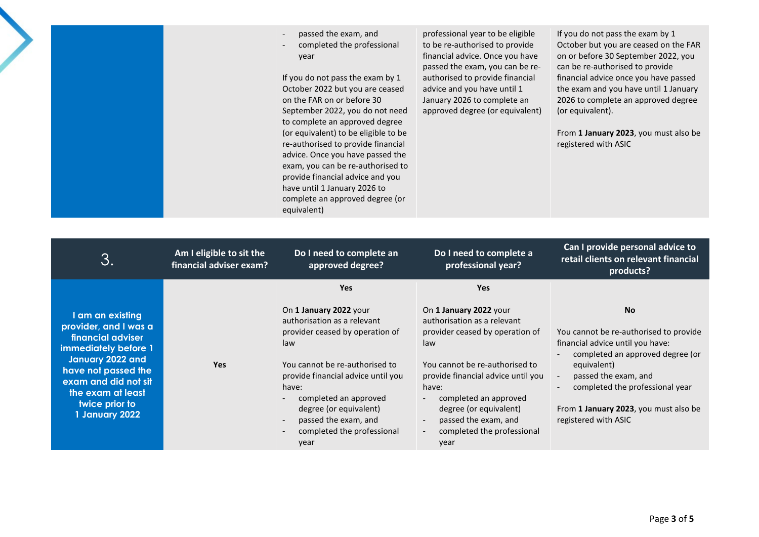| | | | | |
|---|---|---|---|---|
| | | - passed the exam, and<br>- completed the professional year<br><br>If you do not pass the exam by 1 October 2022 but you are ceased on the FAR on or before 30 September 2022, you do not need to complete an approved degree (or equivalent) to be eligible to be re-authorised to provide financial advice. Once you have passed the exam, you can be re-authorised to provide financial advice and you have until 1 January 2026 to complete an approved degree (or equivalent) | professional year to be eligible to be re-authorised to provide financial advice. Once you have passed the exam, you can be re-authorised to provide financial advice and you have until 1 January 2026 to complete an approved degree (or equivalent) | If you do not pass the exam by 1 October but you are ceased on the FAR on or before 30 September 2022, you can be re-authorised to provide financial advice once you have passed the exam and you have until 1 January 2026 to complete an approved degree (or equivalent).<br><br>From **1 January 2023**, you must also be registered with ASIC |

| 3. | Am I eligible to sit the financial adviser exam? | Do I need to complete an approved degree? | Do I need to complete a professional year? | Can I provide personal advice to retail clients on relevant financial products? |
|---|---|---|---|---|
| **I am an existing provider, and I was a financial adviser immediately before 1 January 2022 and have not passed the exam and did not sit the exam at least twice prior to 1 January 2022** | **Yes** | **Yes**<br><br>On **1 January 2022** your authorisation as a relevant provider ceased by operation of law<br><br>You cannot be re-authorised to provide financial advice until you have:<br>- completed an approved degree (or equivalent)<br>- passed the exam, and<br>- completed the professional year | **Yes**<br><br>On **1 January 2022** your authorisation as a relevant provider ceased by operation of law<br><br>You cannot be re-authorised to provide financial advice until you have:<br>- completed an approved degree (or equivalent)<br>- passed the exam, and<br>- completed the professional year | **No**<br><br>You cannot be re-authorised to provide financial advice until you have:<br>- completed an approved degree (or equivalent)<br>- passed the exam, and<br>- completed the professional year<br><br>From **1 January 2023**, you must also be registered with ASIC |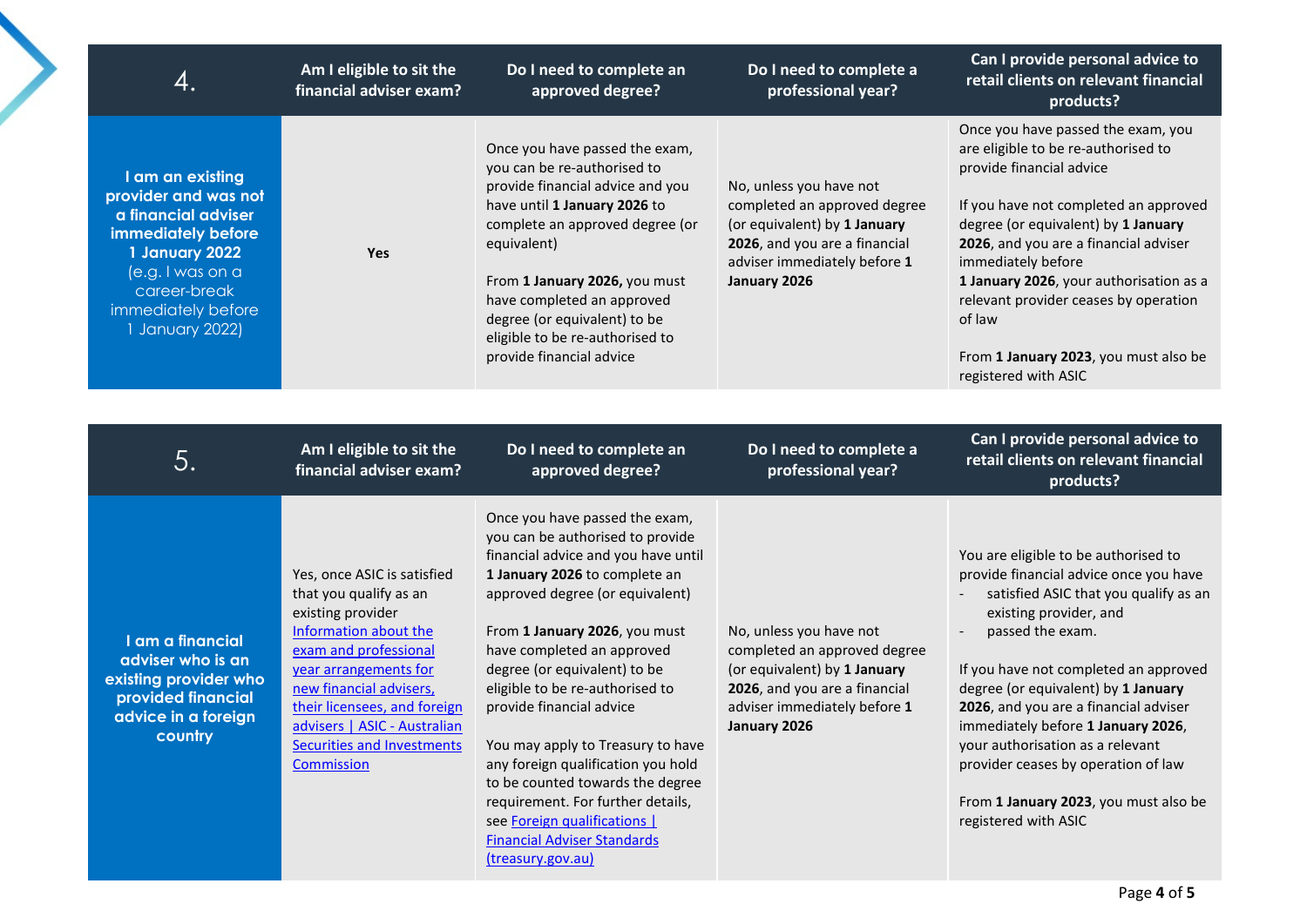| 4. | Am I eligible to sit the financial adviser exam? | Do I need to complete an approved degree? | Do I need to complete a professional year? | Can I provide personal advice to retail clients on relevant financial products? |
|---|---|---|---|---|
| **I am an existing provider and was not a financial adviser immediately before 1 January 2022** (e.g. I was on a career-break immediately before 1 January 2022) | **Yes** | Once you have passed the exam, you can be re-authorised to provide financial advice and you have until **1 January 2026** to complete an approved degree (or equivalent)<br><br>From **1 January 2026,** you must have completed an approved degree (or equivalent) to be eligible to be re-authorised to provide financial advice | No, unless you have not completed an approved degree (or equivalent) by **1 January 2026**, and you are a financial adviser immediately before **1 January 2026** | Once you have passed the exam, you are eligible to be re-authorised to provide financial advice<br><br>If you have not completed an approved degree (or equivalent) by **1 January 2026**, and you are a financial adviser immediately before **1 January 2026**, your authorisation as a relevant provider ceases by operation of law<br><br>From **1 January 2023**, you must also be registered with ASIC |

| 5. | Am I eligible to sit the financial adviser exam? | Do I need to complete an approved degree? | Do I need to complete a professional year? | Can I provide personal advice to retail clients on relevant financial products? |
|---|---|---|---|---|
| **I am a financial adviser who is an existing provider who provided financial advice in a foreign country** | Yes, once ASIC is satisfied that you qualify as an existing provider [Information about the exam and professional year arrangements for new financial advisers, their licensees, and foreign advisers \| ASIC - Australian Securities and Investments Commission] | Once you have passed the exam, you can be authorised to provide financial advice and you have until **1 January 2026** to complete an approved degree (or equivalent)<br><br>From **1 January 2026**, you must have completed an approved degree (or equivalent) to be eligible to be re-authorised to provide financial advice<br><br>You may apply to Treasury to have any foreign qualification you hold to be counted towards the degree requirement. For further details, see [Foreign qualifications \| Financial Adviser Standards (treasury.gov.au)] | No, unless you have not completed an approved degree (or equivalent) by **1 January 2026**, and you are a financial adviser immediately before **1 January 2026** | You are eligible to be authorised to provide financial advice once you have<br>- satisfied ASIC that you qualify as an existing provider, and<br>- passed the exam.<br><br>If you have not completed an approved degree (or equivalent) by **1 January 2026**, and you are a financial adviser immediately before **1 January 2026**, your authorisation as a relevant provider ceases by operation of law<br><br>From **1 January 2023**, you must also be registered with ASIC |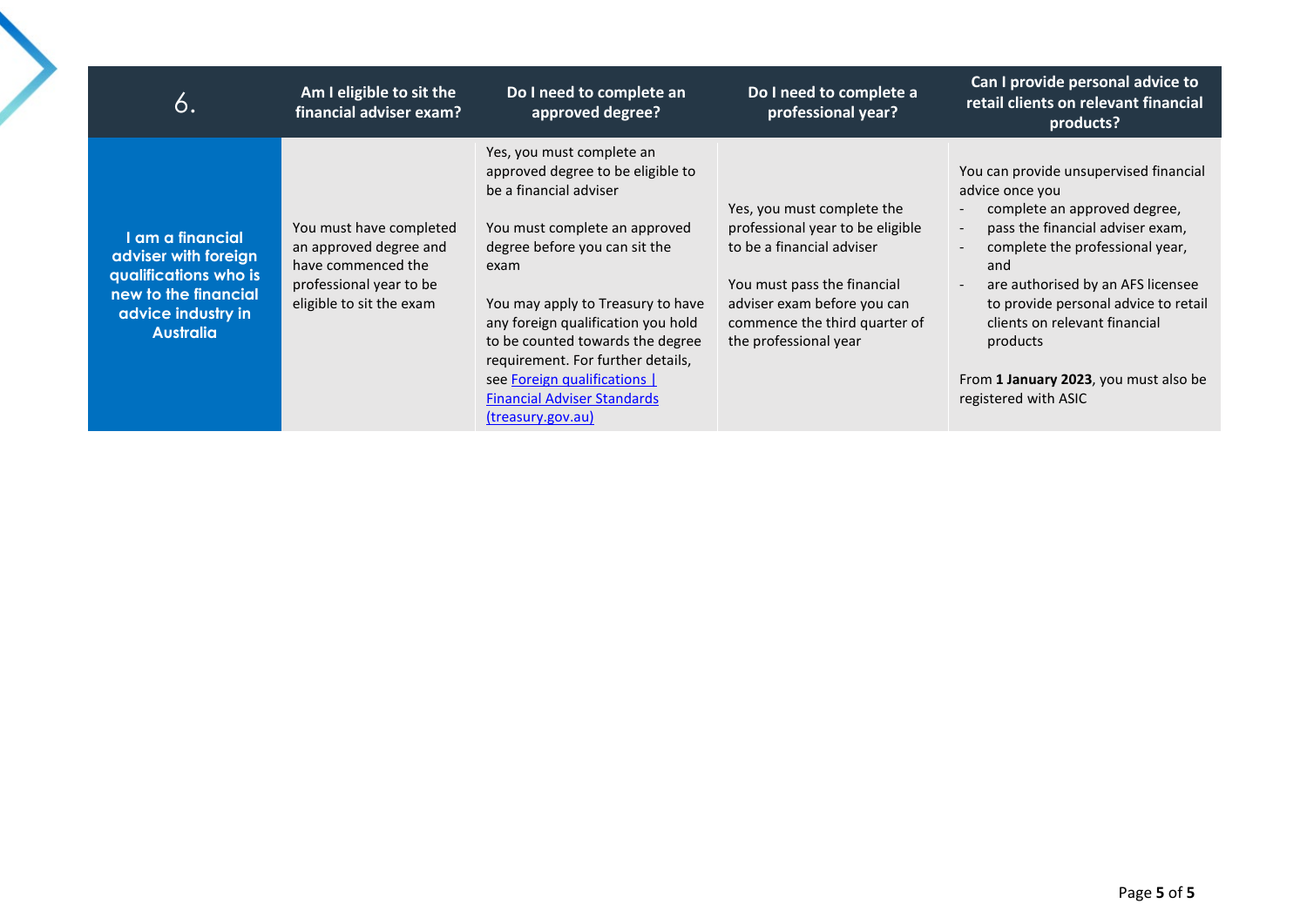| 6. | Am I eligible to sit the financial adviser exam? | Do I need to complete an approved degree? | Do I need to complete a professional year? | Can I provide personal advice to retail clients on relevant financial products? |
|---|---|---|---|---|
| **I am a financial adviser with foreign qualifications who is new to the financial advice industry in Australia** | You must have completed an approved degree and have commenced the professional year to be eligible to sit the exam | Yes, you must complete an approved degree to be eligible to be a financial adviser<br><br>You must complete an approved degree before you can sit the exam<br><br>You may apply to Treasury to have any foreign qualification you hold to be counted towards the degree requirement. For further details, see [Foreign qualifications \| Financial Adviser Standards (treasury.gov.au)]() | Yes, you must complete the professional year to be eligible to be a financial adviser<br><br>You must pass the financial adviser exam before you can commence the third quarter of the professional year | You can provide unsupervised financial advice once you<br>- complete an approved degree,<br>- pass the financial adviser exam,<br>- complete the professional year, and<br>- are authorised by an AFS licensee to provide personal advice to retail clients on relevant financial products<br><br>From **1 January 2023**, you must also be registered with ASIC |